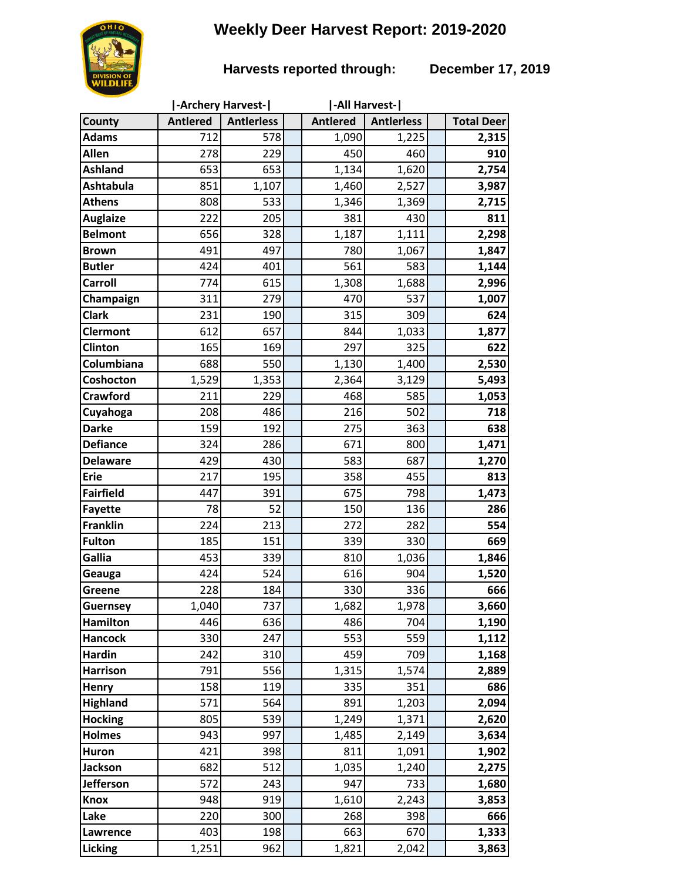# Weekly Deer Harvest Report: 2019-2020

**Harvests reported through: December 17, 2019**

| County | \|-Archery Harvest-\| | | | \|-All Harvest-\| | | | |
|---|---|---|---|---|---|---|---|
| County | Antlered | Antlerless | | Antlered | Antlerless | | Total Deer |
| Adams | 712 | 578 | | 1,090 | 1,225 | | 2,315 |
| Allen | 278 | 229 | | 450 | 460 | | 910 |
| Ashland | 653 | 653 | | 1,134 | 1,620 | | 2,754 |
| Ashtabula | 851 | 1,107 | | 1,460 | 2,527 | | 3,987 |
| Athens | 808 | 533 | | 1,346 | 1,369 | | 2,715 |
| Auglaize | 222 | 205 | | 381 | 430 | | 811 |
| Belmont | 656 | 328 | | 1,187 | 1,111 | | 2,298 |
| Brown | 491 | 497 | | 780 | 1,067 | | 1,847 |
| Butler | 424 | 401 | | 561 | 583 | | 1,144 |
| Carroll | 774 | 615 | | 1,308 | 1,688 | | 2,996 |
| Champaign | 311 | 279 | | 470 | 537 | | 1,007 |
| Clark | 231 | 190 | | 315 | 309 | | 624 |
| Clermont | 612 | 657 | | 844 | 1,033 | | 1,877 |
| Clinton | 165 | 169 | | 297 | 325 | | 622 |
| Columbiana | 688 | 550 | | 1,130 | 1,400 | | 2,530 |
| Coshocton | 1,529 | 1,353 | | 2,364 | 3,129 | | 5,493 |
| Crawford | 211 | 229 | | 468 | 585 | | 1,053 |
| Cuyahoga | 208 | 486 | | 216 | 502 | | 718 |
| Darke | 159 | 192 | | 275 | 363 | | 638 |
| Defiance | 324 | 286 | | 671 | 800 | | 1,471 |
| Delaware | 429 | 430 | | 583 | 687 | | 1,270 |
| Erie | 217 | 195 | | 358 | 455 | | 813 |
| Fairfield | 447 | 391 | | 675 | 798 | | 1,473 |
| Fayette | 78 | 52 | | 150 | 136 | | 286 |
| Franklin | 224 | 213 | | 272 | 282 | | 554 |
| Fulton | 185 | 151 | | 339 | 330 | | 669 |
| Gallia | 453 | 339 | | 810 | 1,036 | | 1,846 |
| Geauga | 424 | 524 | | 616 | 904 | | 1,520 |
| Greene | 228 | 184 | | 330 | 336 | | 666 |
| Guernsey | 1,040 | 737 | | 1,682 | 1,978 | | 3,660 |
| Hamilton | 446 | 636 | | 486 | 704 | | 1,190 |
| Hancock | 330 | 247 | | 553 | 559 | | 1,112 |
| Hardin | 242 | 310 | | 459 | 709 | | 1,168 |
| Harrison | 791 | 556 | | 1,315 | 1,574 | | 2,889 |
| Henry | 158 | 119 | | 335 | 351 | | 686 |
| Highland | 571 | 564 | | 891 | 1,203 | | 2,094 |
| Hocking | 805 | 539 | | 1,249 | 1,371 | | 2,620 |
| Holmes | 943 | 997 | | 1,485 | 2,149 | | 3,634 |
| Huron | 421 | 398 | | 811 | 1,091 | | 1,902 |
| Jackson | 682 | 512 | | 1,035 | 1,240 | | 2,275 |
| Jefferson | 572 | 243 | | 947 | 733 | | 1,680 |
| Knox | 948 | 919 | | 1,610 | 2,243 | | 3,853 |
| Lake | 220 | 300 | | 268 | 398 | | 666 |
| Lawrence | 403 | 198 | | 663 | 670 | | 1,333 |
| Licking | 1,251 | 962 | | 1,821 | 2,042 | | 3,863 |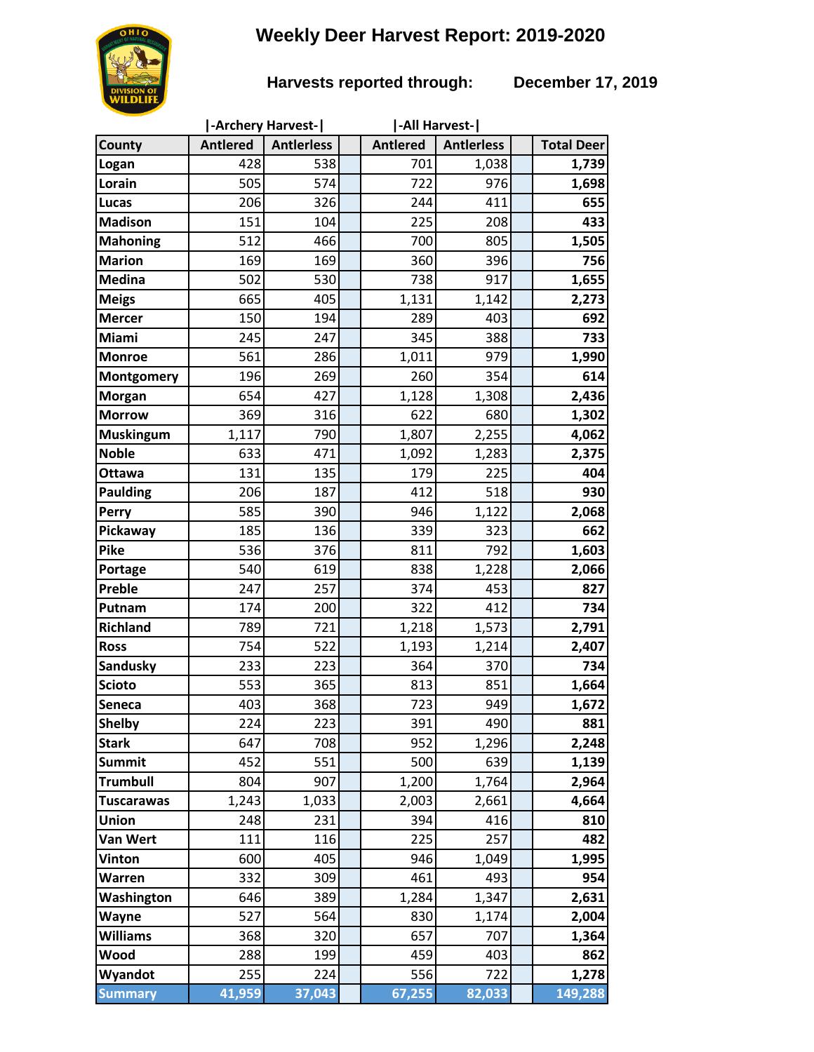# Weekly Deer Harvest Report: 2019-2020

**Harvests reported through: December 17, 2019**

| County | Archery Harvest Antlered | Archery Harvest Antlerless | | All Harvest Antlered | All Harvest Antlerless | | Total Deer |
|---|---|---|---|---|---|---|---|
| Logan | 428 | 538 | | 701 | 1,038 | | **1,739** |
| Lorain | 505 | 574 | | 722 | 976 | | **1,698** |
| Lucas | 206 | 326 | | 244 | 411 | | **655** |
| Madison | 151 | 104 | | 225 | 208 | | **433** |
| Mahoning | 512 | 466 | | 700 | 805 | | **1,505** |
| Marion | 169 | 169 | | 360 | 396 | | **756** |
| Medina | 502 | 530 | | 738 | 917 | | **1,655** |
| Meigs | 665 | 405 | | 1,131 | 1,142 | | **2,273** |
| Mercer | 150 | 194 | | 289 | 403 | | **692** |
| Miami | 245 | 247 | | 345 | 388 | | **733** |
| Monroe | 561 | 286 | | 1,011 | 979 | | **1,990** |
| Montgomery | 196 | 269 | | 260 | 354 | | **614** |
| Morgan | 654 | 427 | | 1,128 | 1,308 | | **2,436** |
| Morrow | 369 | 316 | | 622 | 680 | | **1,302** |
| Muskingum | 1,117 | 790 | | 1,807 | 2,255 | | **4,062** |
| Noble | 633 | 471 | | 1,092 | 1,283 | | **2,375** |
| Ottawa | 131 | 135 | | 179 | 225 | | **404** |
| Paulding | 206 | 187 | | 412 | 518 | | **930** |
| Perry | 585 | 390 | | 946 | 1,122 | | **2,068** |
| Pickaway | 185 | 136 | | 339 | 323 | | **662** |
| Pike | 536 | 376 | | 811 | 792 | | **1,603** |
| Portage | 540 | 619 | | 838 | 1,228 | | **2,066** |
| Preble | 247 | 257 | | 374 | 453 | | **827** |
| Putnam | 174 | 200 | | 322 | 412 | | **734** |
| Richland | 789 | 721 | | 1,218 | 1,573 | | **2,791** |
| Ross | 754 | 522 | | 1,193 | 1,214 | | **2,407** |
| Sandusky | 233 | 223 | | 364 | 370 | | **734** |
| Scioto | 553 | 365 | | 813 | 851 | | **1,664** |
| Seneca | 403 | 368 | | 723 | 949 | | **1,672** |
| Shelby | 224 | 223 | | 391 | 490 | | **881** |
| Stark | 647 | 708 | | 952 | 1,296 | | **2,248** |
| Summit | 452 | 551 | | 500 | 639 | | **1,139** |
| Trumbull | 804 | 907 | | 1,200 | 1,764 | | **2,964** |
| Tuscarawas | 1,243 | 1,033 | | 2,003 | 2,661 | | **4,664** |
| Union | 248 | 231 | | 394 | 416 | | **810** |
| Van Wert | 111 | 116 | | 225 | 257 | | **482** |
| Vinton | 600 | 405 | | 946 | 1,049 | | **1,995** |
| Warren | 332 | 309 | | 461 | 493 | | **954** |
| Washington | 646 | 389 | | 1,284 | 1,347 | | **2,631** |
| Wayne | 527 | 564 | | 830 | 1,174 | | **2,004** |
| Williams | 368 | 320 | | 657 | 707 | | **1,364** |
| Wood | 288 | 199 | | 459 | 403 | | **862** |
| Wyandot | 255 | 224 | | 556 | 722 | | **1,278** |
| **Summary** | **41,959** | **37,043** | | **67,255** | **82,033** | | **149,288** |